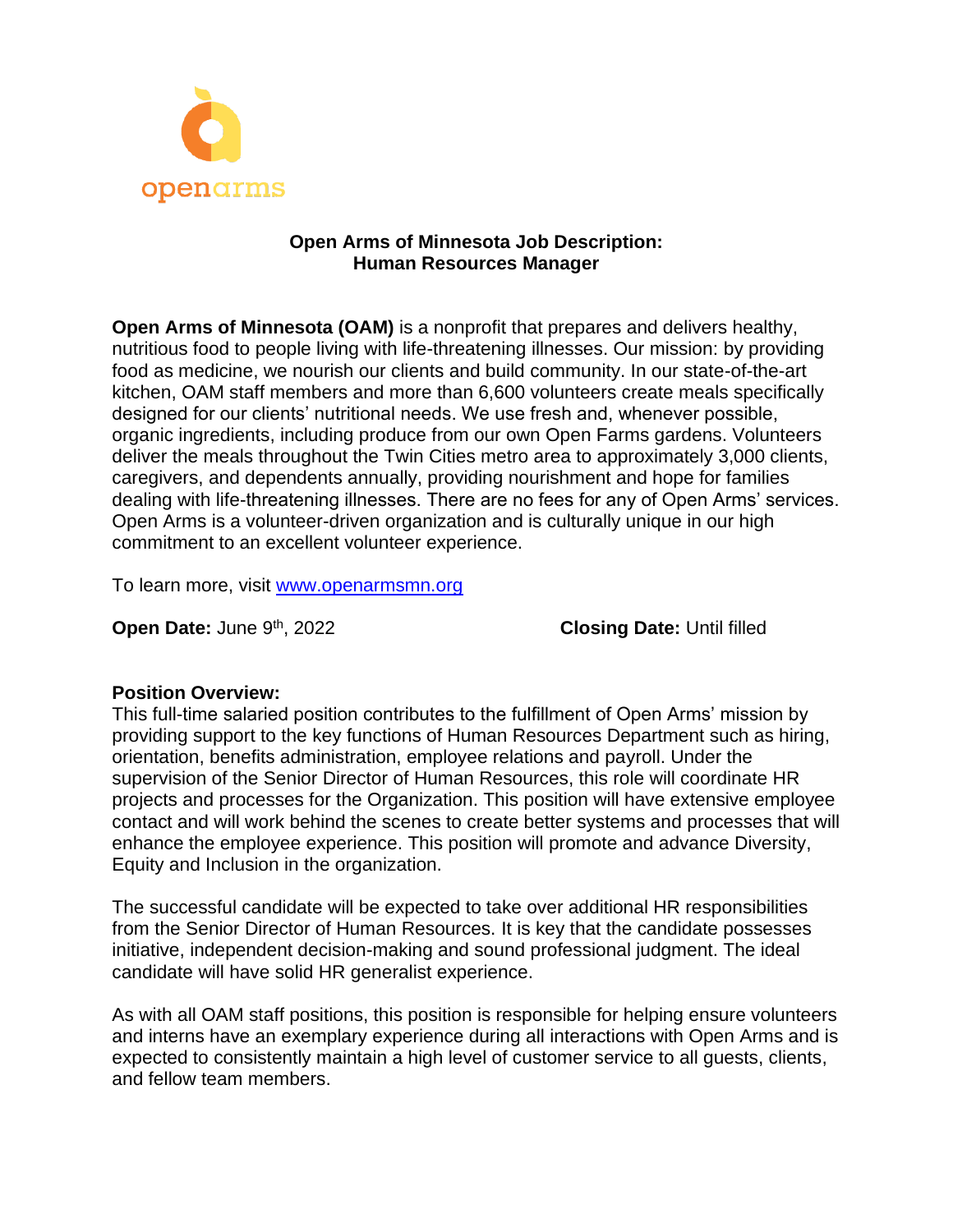openarms

# Open Arms of Minnesota Job Description: Human Resources Manager

**Open Arms of Minnesota (OAM)** is a nonprofit that prepares and delivers healthy, nutritious food to people living with life-threatening illnesses. Our mission: by providing food as medicine, we nourish our clients and build community. In our state-of-the-art kitchen, OAM staff members and more than 6,600 volunteers create meals specifically designed for our clients' nutritional needs. We use fresh and, whenever possible, organic ingredients, including produce from our own Open Farms gardens. Volunteers deliver the meals throughout the Twin Cities metro area to approximately 3,000 clients, caregivers, and dependents annually, providing nourishment and hope for families dealing with life-threatening illnesses. There are no fees for any of Open Arms' services. Open Arms is a volunteer-driven organization and is culturally unique in our high commitment to an excellent volunteer experience.

To learn more, visit [www.openarmsmn.org](www.openarmsmn.org)

**Open Date:** June 9th, 2022

**Closing Date:** Until filled

**Position Overview:**
This full-time salaried position contributes to the fulfillment of Open Arms' mission by providing support to the key functions of Human Resources Department such as hiring, orientation, benefits administration, employee relations and payroll. Under the supervision of the Senior Director of Human Resources, this role will coordinate HR projects and processes for the Organization. This position will have extensive employee contact and will work behind the scenes to create better systems and processes that will enhance the employee experience. This position will promote and advance Diversity, Equity and Inclusion in the organization.

The successful candidate will be expected to take over additional HR responsibilities from the Senior Director of Human Resources. It is key that the candidate possesses initiative, independent decision-making and sound professional judgment. The ideal candidate will have solid HR generalist experience.

As with all OAM staff positions, this position is responsible for helping ensure volunteers and interns have an exemplary experience during all interactions with Open Arms and is expected to consistently maintain a high level of customer service to all guests, clients, and fellow team members.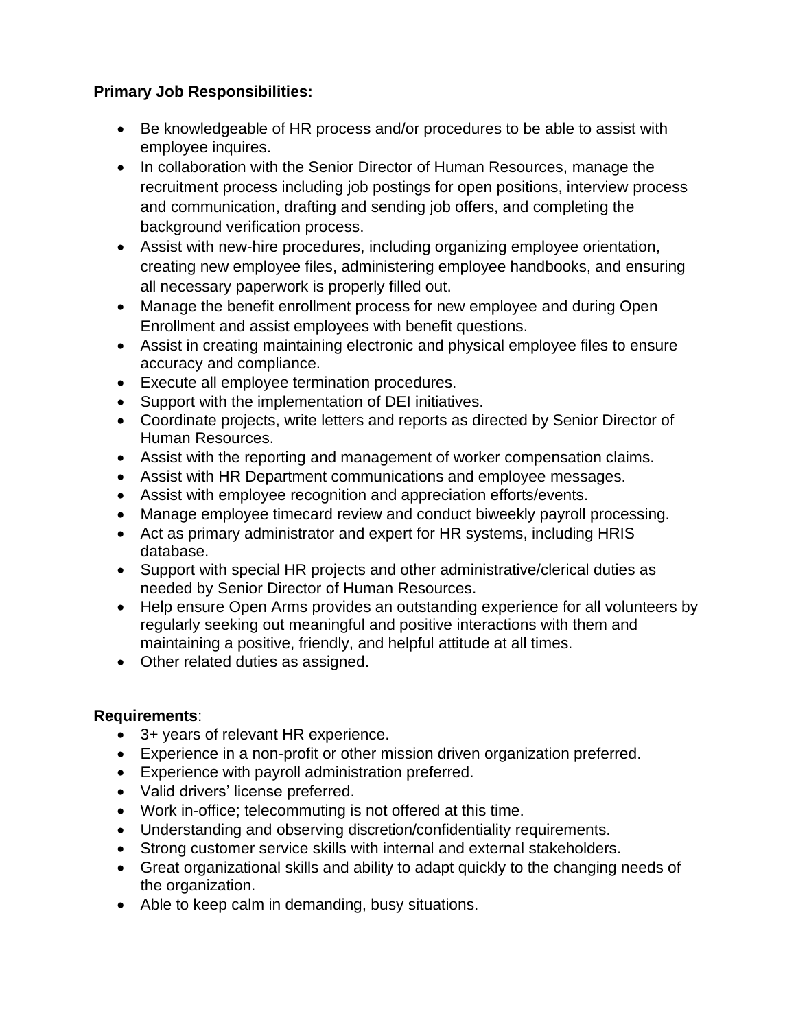**Primary Job Responsibilities:**

- Be knowledgeable of HR process and/or procedures to be able to assist with employee inquires.
- In collaboration with the Senior Director of Human Resources, manage the recruitment process including job postings for open positions, interview process and communication, drafting and sending job offers, and completing the background verification process.
- Assist with new-hire procedures, including organizing employee orientation, creating new employee files, administering employee handbooks, and ensuring all necessary paperwork is properly filled out.
- Manage the benefit enrollment process for new employee and during Open Enrollment and assist employees with benefit questions.
- Assist in creating maintaining electronic and physical employee files to ensure accuracy and compliance.
- Execute all employee termination procedures.
- Support with the implementation of DEI initiatives.
- Coordinate projects, write letters and reports as directed by Senior Director of Human Resources.
- Assist with the reporting and management of worker compensation claims.
- Assist with HR Department communications and employee messages.
- Assist with employee recognition and appreciation efforts/events.
- Manage employee timecard review and conduct biweekly payroll processing.
- Act as primary administrator and expert for HR systems, including HRIS database.
- Support with special HR projects and other administrative/clerical duties as needed by Senior Director of Human Resources.
- Help ensure Open Arms provides an outstanding experience for all volunteers by regularly seeking out meaningful and positive interactions with them and maintaining a positive, friendly, and helpful attitude at all times.
- Other related duties as assigned.

**Requirements**:

- 3+ years of relevant HR experience.
- Experience in a non-profit or other mission driven organization preferred.
- Experience with payroll administration preferred.
- Valid drivers' license preferred.
- Work in-office; telecommuting is not offered at this time.
- Understanding and observing discretion/confidentiality requirements.
- Strong customer service skills with internal and external stakeholders.
- Great organizational skills and ability to adapt quickly to the changing needs of the organization.
- Able to keep calm in demanding, busy situations.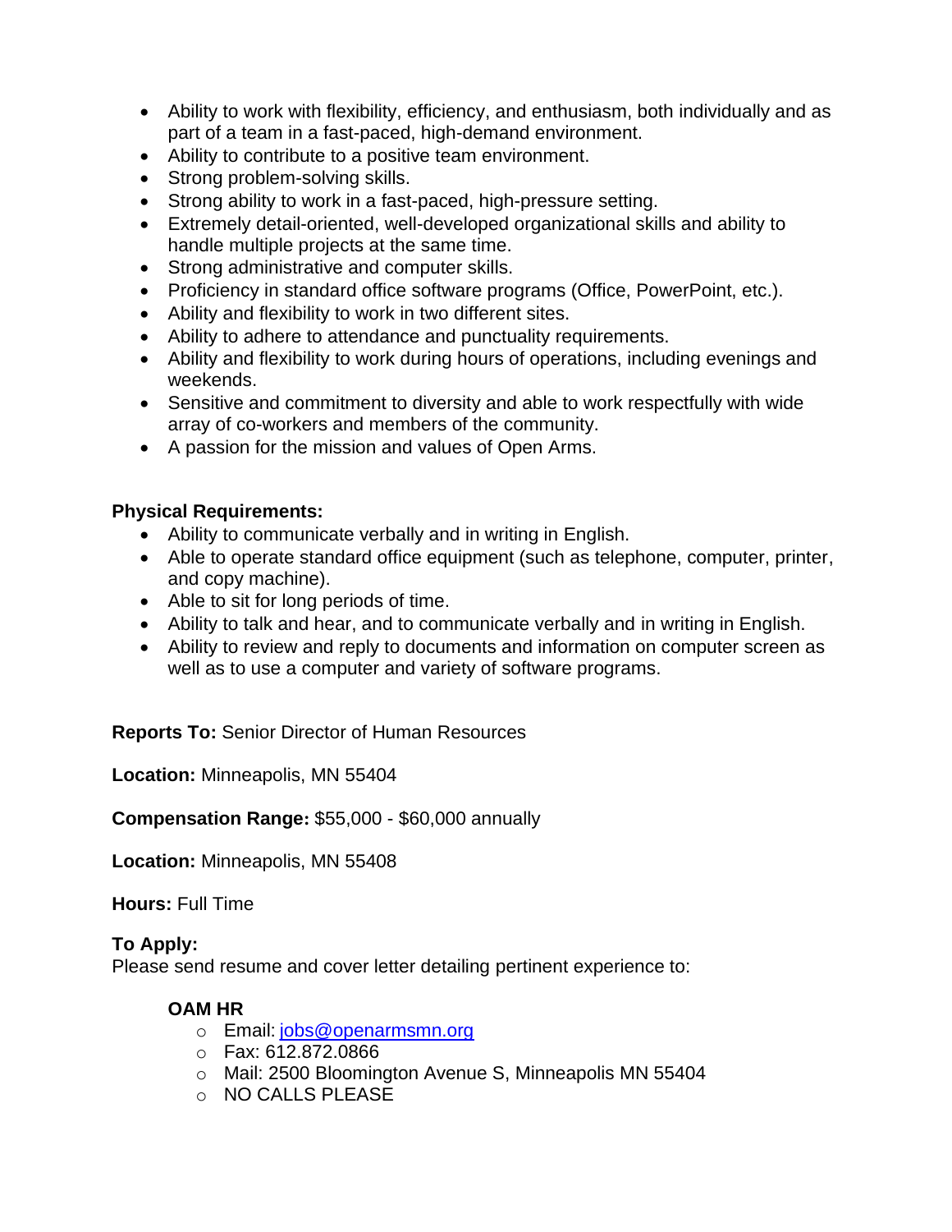- Ability to work with flexibility, efficiency, and enthusiasm, both individually and as part of a team in a fast-paced, high-demand environment.
- Ability to contribute to a positive team environment.
- Strong problem-solving skills.
- Strong ability to work in a fast-paced, high-pressure setting.
- Extremely detail-oriented, well-developed organizational skills and ability to handle multiple projects at the same time.
- Strong administrative and computer skills.
- Proficiency in standard office software programs (Office, PowerPoint, etc.).
- Ability and flexibility to work in two different sites.
- Ability to adhere to attendance and punctuality requirements.
- Ability and flexibility to work during hours of operations, including evenings and weekends.
- Sensitive and commitment to diversity and able to work respectfully with wide array of co-workers and members of the community.
- A passion for the mission and values of Open Arms.

**Physical Requirements:**

- Ability to communicate verbally and in writing in English.
- Able to operate standard office equipment (such as telephone, computer, printer, and copy machine).
- Able to sit for long periods of time.
- Ability to talk and hear, and to communicate verbally and in writing in English.
- Ability to review and reply to documents and information on computer screen as well as to use a computer and variety of software programs.

**Reports To:** Senior Director of Human Resources

**Location:** Minneapolis, MN 55404

**Compensation Range:** $55,000 - $60,000 annually

**Location:** Minneapolis, MN 55408

**Hours:** Full Time

**To Apply:**
Please send resume and cover letter detailing pertinent experience to:

**OAM HR**

- Email: jobs@openarmsmn.org
- Fax: 612.872.0866
- Mail: 2500 Bloomington Avenue S, Minneapolis MN 55404
- NO CALLS PLEASE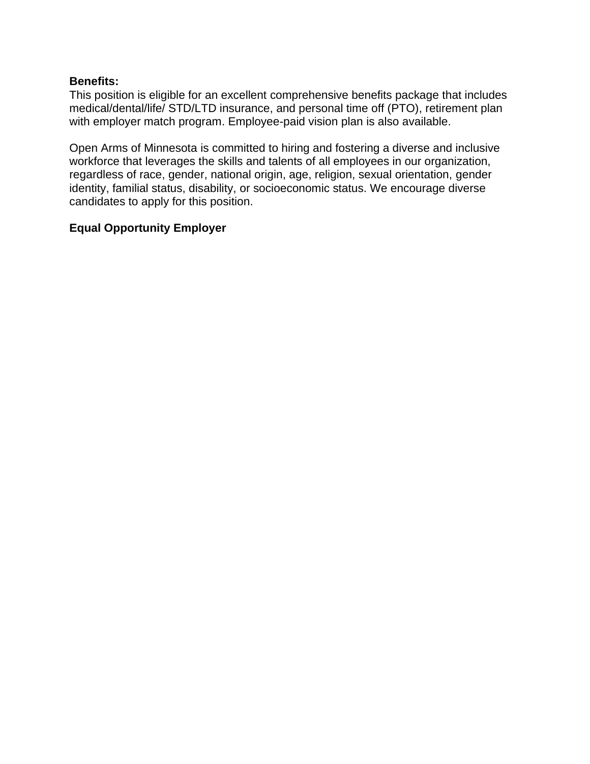**Benefits:**
This position is eligible for an excellent comprehensive benefits package that includes medical/dental/life/ STD/LTD insurance, and personal time off (PTO), retirement plan with employer match program. Employee-paid vision plan is also available.

Open Arms of Minnesota is committed to hiring and fostering a diverse and inclusive workforce that leverages the skills and talents of all employees in our organization, regardless of race, gender, national origin, age, religion, sexual orientation, gender identity, familial status, disability, or socioeconomic status. We encourage diverse candidates to apply for this position.

**Equal Opportunity Employer**